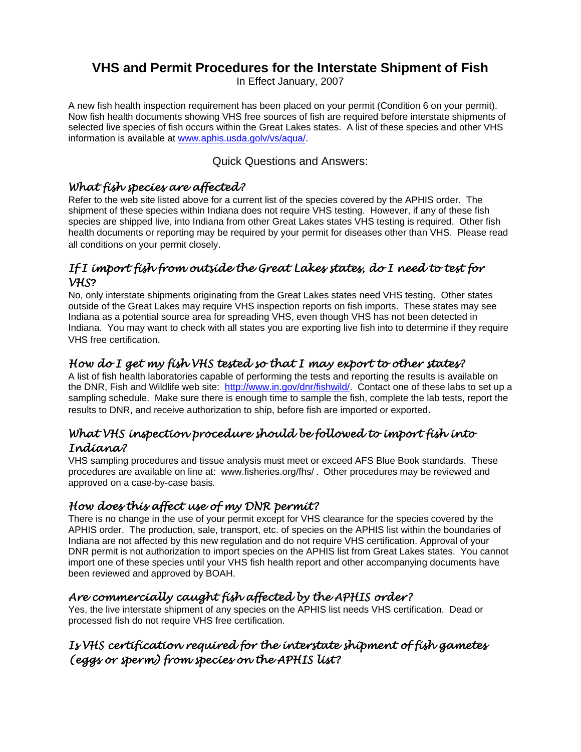# VHS and Permit Procedures for the Interstate Shipment of Fish

In Effect January, 2007

A new fish health inspection requirement has been placed on your permit (Condition 6 on your permit). Now fish health documents showing VHS free sources of fish are required before interstate shipments of selected live species of fish occurs within the Great Lakes states. A list of these species and other VHS information is available at www.aphis.usda.golv/vs/aqua/.

## Quick Questions and Answers:

### *What fish species are affected?*

Refer to the web site listed above for a current list of the species covered by the APHIS order. The shipment of these species within Indiana does not require VHS testing. However, if any of these fish species are shipped live, into Indiana from other Great Lakes states VHS testing is required. Other fish health documents or reporting may be required by your permit for diseases other than VHS. Please read all conditions on your permit closely.

### *If I import fish from outside the Great Lakes states, do I need to test for VHS?*

No, only interstate shipments originating from the Great Lakes states need VHS testing**.** Other states outside of the Great Lakes may require VHS inspection reports on fish imports. These states may see Indiana as a potential source area for spreading VHS, even though VHS has not been detected in Indiana. You may want to check with all states you are exporting live fish into to determine if they require VHS free certification.

### *How do I get my fish VHS tested so that I may export to other states?*

A list of fish health laboratories capable of performing the tests and reporting the results is available on the DNR, Fish and Wildlife web site: http://www.in.gov/dnr/fishwild/. Contact one of these labs to set up a sampling schedule. Make sure there is enough time to sample the fish, complete the lab tests, report the results to DNR, and receive authorization to ship, before fish are imported or exported.

### *What VHS inspection procedure should be followed to import fish into Indiana?*

VHS sampling procedures and tissue analysis must meet or exceed AFS Blue Book standards. These procedures are available on line at: www.fisheries.org/fhs/ . Other procedures may be reviewed and approved on a case-by-case basis*.*

### *How does this affect use of my DNR permit?*

There is no change in the use of your permit except for VHS clearance for the species covered by the APHIS order. The production, sale, transport, etc. of species on the APHIS list within the boundaries of Indiana are not affected by this new regulation and do not require VHS certification. Approval of your DNR permit is not authorization to import species on the APHIS list from Great Lakes states. You cannot import one of these species until your VHS fish health report and other accompanying documents have been reviewed and approved by BOAH.

### *Are commercially caught fish affected by the APHIS order?*

Yes, the live interstate shipment of any species on the APHIS list needs VHS certification. Dead or processed fish do not require VHS free certification.

### *Is VHS certification required for the interstate shipment of fish gametes (eggs or sperm) from species on the APHIS list?*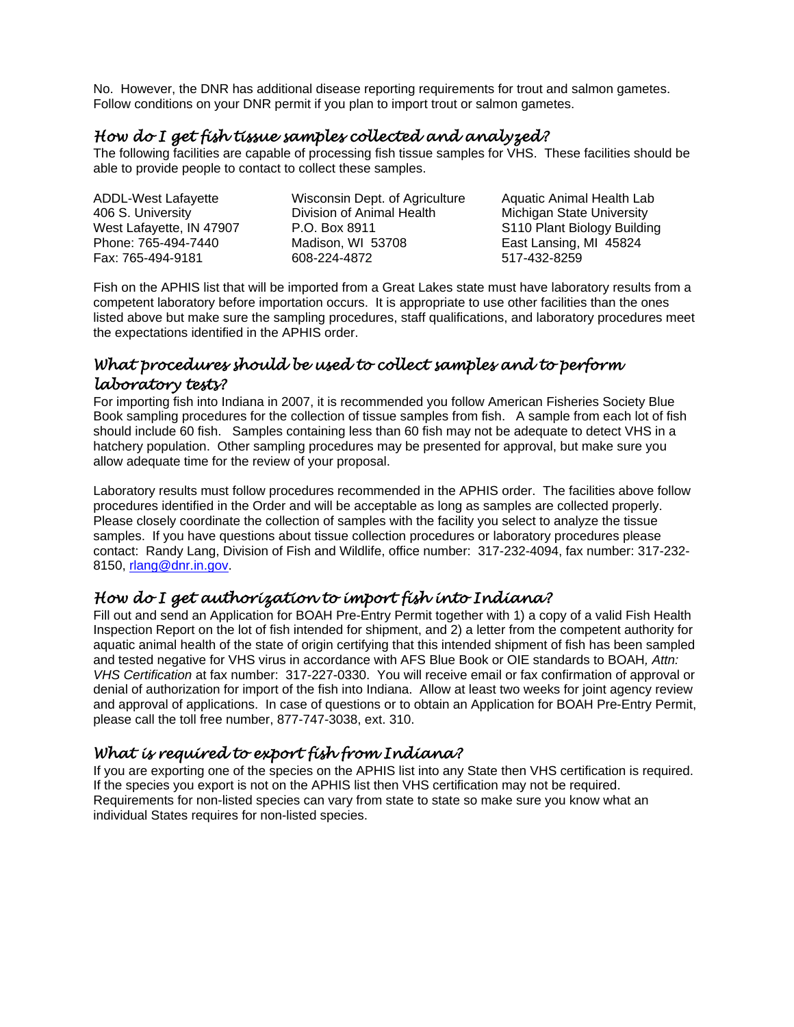No. However, the DNR has additional disease reporting requirements for trout and salmon gametes. Follow conditions on your DNR permit if you plan to import trout or salmon gametes.

### *How do I get fish tissue samples collected and analyzed?*

The following facilities are capable of processing fish tissue samples for VHS. These facilities should be able to provide people to contact to collect these samples.

| | | |
|---|---|---|
| ADDL-West Lafayette | Wisconsin Dept. of Agriculture | Aquatic Animal Health Lab |
| 406 S. University | Division of Animal Health | Michigan State University |
| West Lafayette, IN 47907 | P.O. Box 8911 | S110 Plant Biology Building |
| Phone: 765-494-7440 | Madison, WI 53708 | East Lansing, MI 45824 |
| Fax: 765-494-9181 | 608-224-4872 | 517-432-8259 |

Fish on the APHIS list that will be imported from a Great Lakes state must have laboratory results from a competent laboratory before importation occurs. It is appropriate to use other facilities than the ones listed above but make sure the sampling procedures, staff qualifications, and laboratory procedures meet the expectations identified in the APHIS order.

### *What procedures should be used to collect samples and to perform laboratory tests?*

For importing fish into Indiana in 2007, it is recommended you follow American Fisheries Society Blue Book sampling procedures for the collection of tissue samples from fish. A sample from each lot of fish should include 60 fish. Samples containing less than 60 fish may not be adequate to detect VHS in a hatchery population. Other sampling procedures may be presented for approval, but make sure you allow adequate time for the review of your proposal.

Laboratory results must follow procedures recommended in the APHIS order. The facilities above follow procedures identified in the Order and will be acceptable as long as samples are collected properly. Please closely coordinate the collection of samples with the facility you select to analyze the tissue samples. If you have questions about tissue collection procedures or laboratory procedures please contact: Randy Lang, Division of Fish and Wildlife, office number: 317-232-4094, fax number: 317-232-8150, rlang@dnr.in.gov.

### *How do I get authorization to import fish into Indiana?*

Fill out and send an Application for BOAH Pre-Entry Permit together with 1) a copy of a valid Fish Health Inspection Report on the lot of fish intended for shipment, and 2) a letter from the competent authority for aquatic animal health of the state of origin certifying that this intended shipment of fish has been sampled and tested negative for VHS virus in accordance with AFS Blue Book or OIE standards to BOAH, *Attn: VHS Certification* at fax number: 317-227-0330. You will receive email or fax confirmation of approval or denial of authorization for import of the fish into Indiana. Allow at least two weeks for joint agency review and approval of applications. In case of questions or to obtain an Application for BOAH Pre-Entry Permit, please call the toll free number, 877-747-3038, ext. 310.

### *What is required to export fish from Indiana?*

If you are exporting one of the species on the APHIS list into any State then VHS certification is required. If the species you export is not on the APHIS list then VHS certification may not be required. Requirements for non-listed species can vary from state to state so make sure you know what an individual States requires for non-listed species.